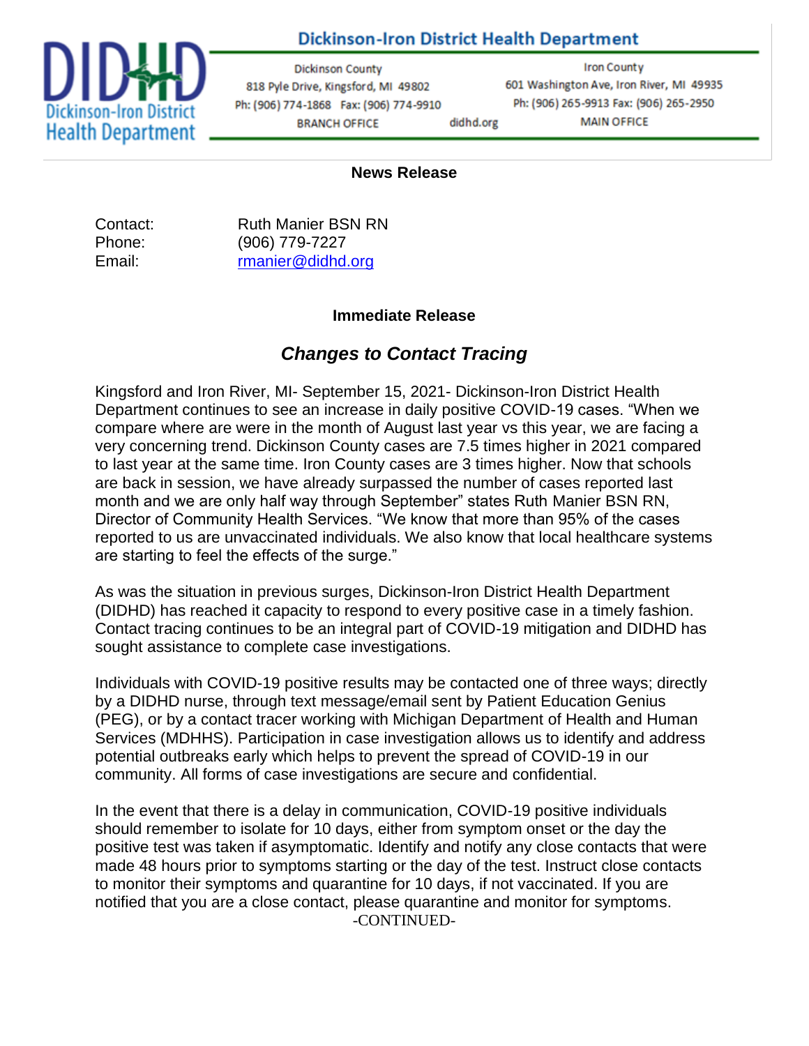# Dickinson-Iron District Health Department

Dickinson County
818 Pyle Drive, Kingsford, MI 49802
Ph: (906) 774-1868 Fax: (906) 774-9910
BRANCH OFFICE

didhd.org

Iron County
601 Washington Ave, Iron River, MI 49935
Ph: (906) 265-9913 Fax: (906) 265-2950
MAIN OFFICE

**News Release**

Contact: Ruth Manier BSN RN
Phone: (906) 779-7227
Email: rmanier@didhd.org

**Immediate Release**

## *Changes to Contact Tracing*

Kingsford and Iron River, MI- September 15, 2021- Dickinson-Iron District Health Department continues to see an increase in daily positive COVID-19 cases. "When we compare where are were in the month of August last year vs this year, we are facing a very concerning trend. Dickinson County cases are 7.5 times higher in 2021 compared to last year at the same time. Iron County cases are 3 times higher. Now that schools are back in session, we have already surpassed the number of cases reported last month and we are only half way through September" states Ruth Manier BSN RN, Director of Community Health Services. "We know that more than 95% of the cases reported to us are unvaccinated individuals. We also know that local healthcare systems are starting to feel the effects of the surge."

As was the situation in previous surges, Dickinson-Iron District Health Department (DIDHD) has reached it capacity to respond to every positive case in a timely fashion. Contact tracing continues to be an integral part of COVID-19 mitigation and DIDHD has sought assistance to complete case investigations.

Individuals with COVID-19 positive results may be contacted one of three ways; directly by a DIDHD nurse, through text message/email sent by Patient Education Genius (PEG), or by a contact tracer working with Michigan Department of Health and Human Services (MDHHS). Participation in case investigation allows us to identify and address potential outbreaks early which helps to prevent the spread of COVID-19 in our community. All forms of case investigations are secure and confidential.

In the event that there is a delay in communication, COVID-19 positive individuals should remember to isolate for 10 days, either from symptom onset or the day the positive test was taken if asymptomatic. Identify and notify any close contacts that were made 48 hours prior to symptoms starting or the day of the test. Instruct close contacts to monitor their symptoms and quarantine for 10 days, if not vaccinated. If you are notified that you are a close contact, please quarantine and monitor for symptoms.

-CONTINUED-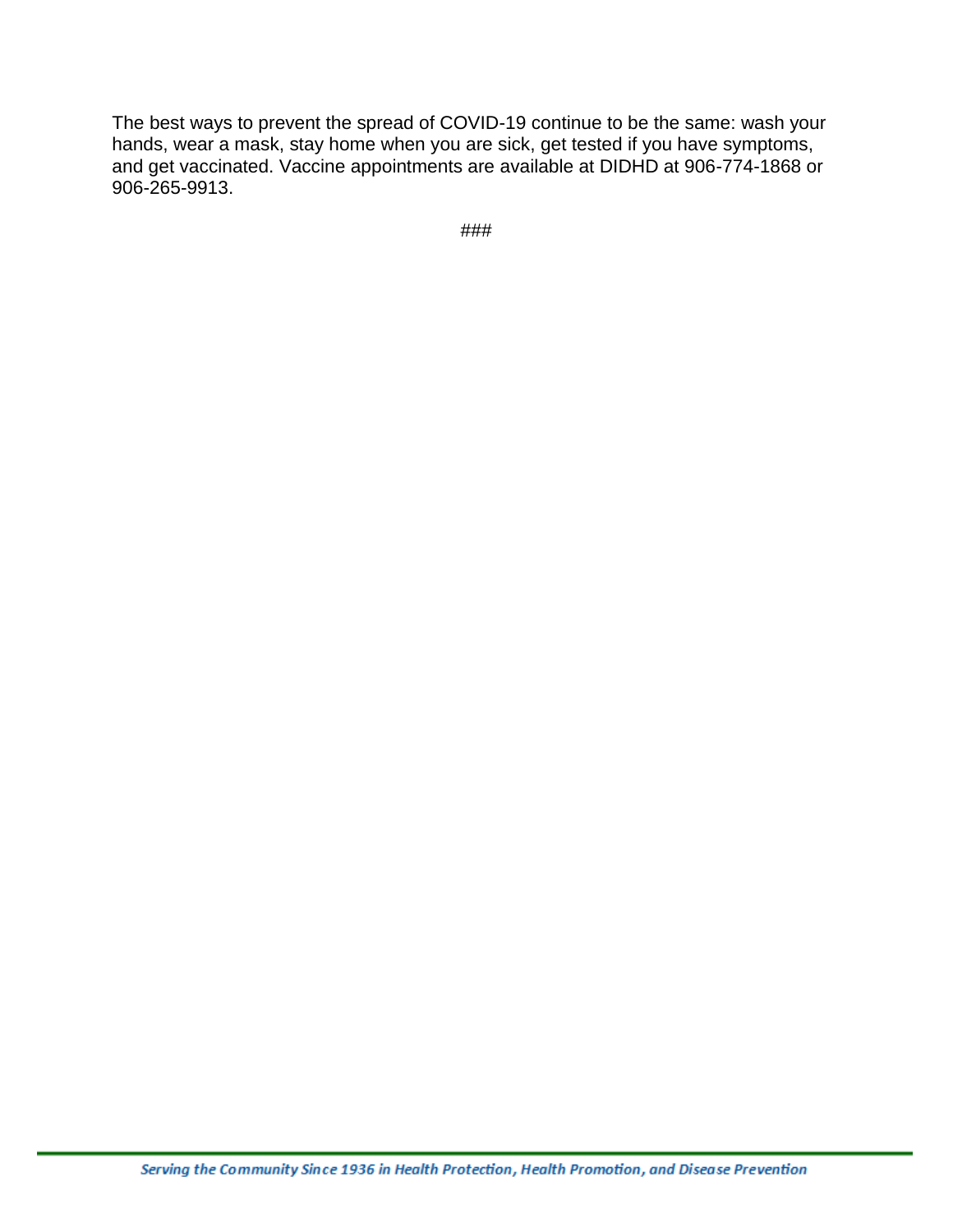The best ways to prevent the spread of COVID-19 continue to be the same: wash your hands, wear a mask, stay home when you are sick, get tested if you have symptoms, and get vaccinated. Vaccine appointments are available at DIDHD at 906-774-1868 or 906-265-9913.

###